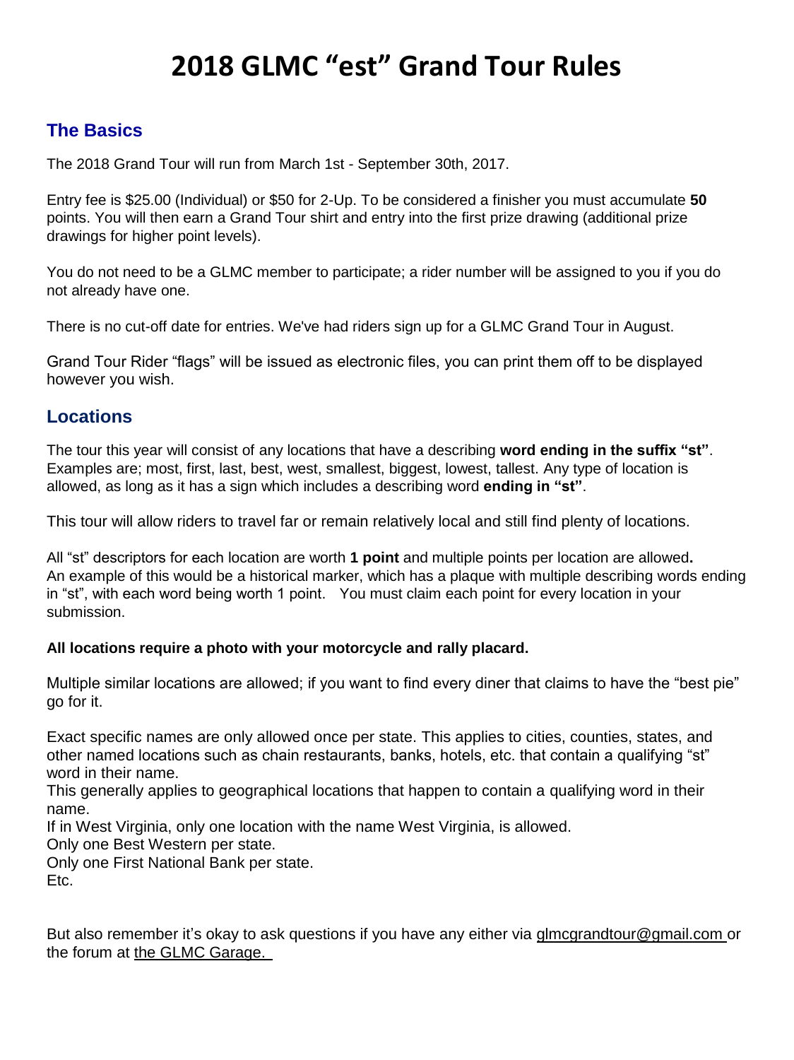# 2018 GLMC "est" Grand Tour Rules

## The Basics

The 2018 Grand Tour will run from March 1st - September 30th, 2017.

Entry fee is $25.00 (Individual) or $50 for 2-Up. To be considered a finisher you must accumulate **50** points. You will then earn a Grand Tour shirt and entry into the first prize drawing (additional prize drawings for higher point levels).

You do not need to be a GLMC member to participate; a rider number will be assigned to you if you do not already have one.

There is no cut-off date for entries. We've had riders sign up for a GLMC Grand Tour in August.

Grand Tour Rider "flags" will be issued as electronic files, you can print them off to be displayed however you wish.

## Locations

The tour this year will consist of any locations that have a describing **word ending in the suffix "st"**. Examples are; most, first, last, best, west, smallest, biggest, lowest, tallest. Any type of location is allowed, as long as it has a sign which includes a describing word **ending in "st"**.

This tour will allow riders to travel far or remain relatively local and still find plenty of locations.

All "st" descriptors for each location are worth **1 point** and multiple points per location are allowed**.** An example of this would be a historical marker, which has a plaque with multiple describing words ending in "st", with each word being worth 1 point. You must claim each point for every location in your submission.

**All locations require a photo with your motorcycle and rally placard.**

Multiple similar locations are allowed; if you want to find every diner that claims to have the "best pie" go for it.

Exact specific names are only allowed once per state. This applies to cities, counties, states, and other named locations such as chain restaurants, banks, hotels, etc. that contain a qualifying "st" word in their name.
This generally applies to geographical locations that happen to contain a qualifying word in their name.
If in West Virginia, only one location with the name West Virginia, is allowed.
Only one Best Western per state.
Only one First National Bank per state.
Etc.

But also remember it's okay to ask questions if you have any either via glmcgrandtour@gmail.com or the forum at the GLMC Garage.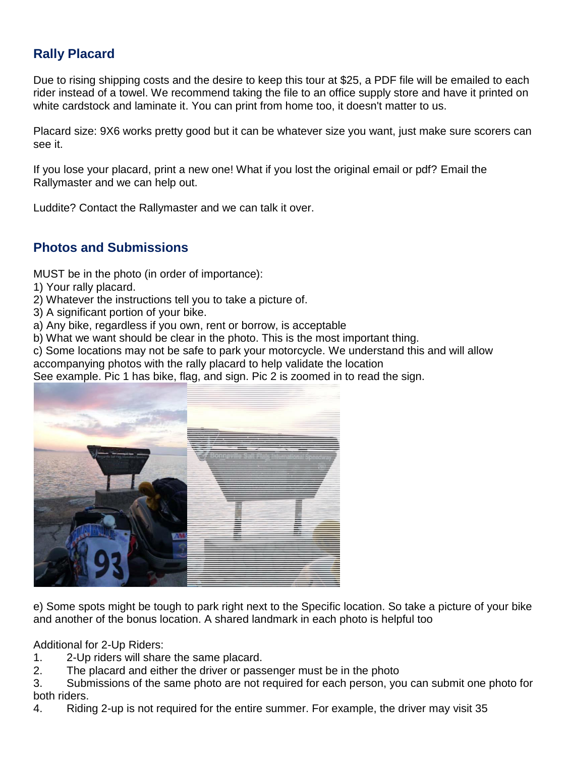## Rally Placard

Due to rising shipping costs and the desire to keep this tour at $25, a PDF file will be emailed to each rider instead of a towel. We recommend taking the file to an office supply store and have it printed on white cardstock and laminate it. You can print from home too, it doesn't matter to us.

Placard size: 9X6 works pretty good but it can be whatever size you want, just make sure scorers can see it.

If you lose your placard, print a new one! What if you lost the original email or pdf? Email the Rallymaster and we can help out.

Luddite? Contact the Rallymaster and we can talk it over.

## Photos and Submissions

MUST be in the photo (in order of importance):

1) Your rally placard.
2) Whatever the instructions tell you to take a picture of.
3) A significant portion of your bike.

a) Any bike, regardless if you own, rent or borrow, is acceptable
b) What we want should be clear in the photo. This is the most important thing.
c) Some locations may not be safe to park your motorcycle. We understand this and will allow accompanying photos with the rally placard to help validate the location

See example. Pic 1 has bike, flag, and sign. Pic 2 is zoomed in to read the sign.

e) Some spots might be tough to park right next to the Specific location. So take a picture of your bike and another of the bonus location. A shared landmark in each photo is helpful too

Additional for 2-Up Riders:

1. 2-Up riders will share the same placard.
2. The placard and either the driver or passenger must be in the photo
3. Submissions of the same photo are not required for each person, you can submit one photo for both riders.
4. Riding 2-up is not required for the entire summer. For example, the driver may visit 35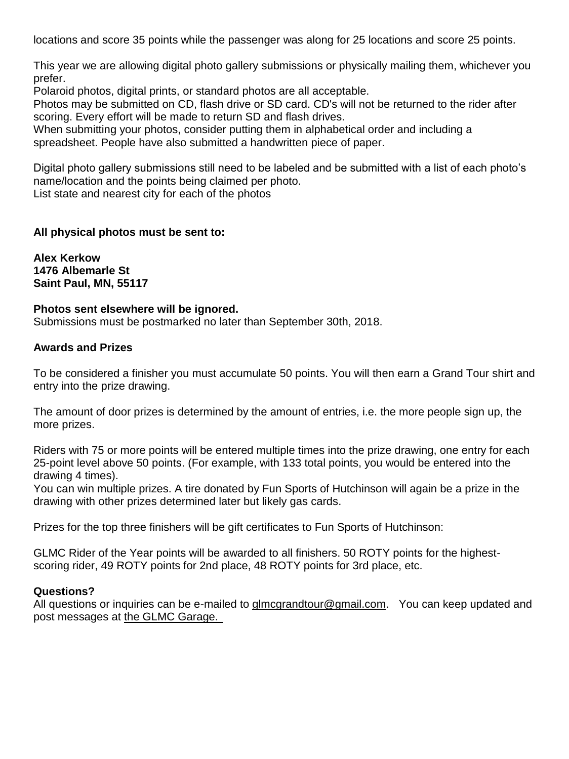locations and score 35 points while the passenger was along for 25 locations and score 25 points.

This year we are allowing digital photo gallery submissions or physically mailing them, whichever you prefer.
Polaroid photos, digital prints, or standard photos are all acceptable.
Photos may be submitted on CD, flash drive or SD card. CD's will not be returned to the rider after scoring. Every effort will be made to return SD and flash drives.
When submitting your photos, consider putting them in alphabetical order and including a spreadsheet. People have also submitted a handwritten piece of paper.

Digital photo gallery submissions still need to be labeled and be submitted with a list of each photo's name/location and the points being claimed per photo.
List state and nearest city for each of the photos

**All physical photos must be sent to:**

**Alex Kerkow**
**1476 Albemarle St**
**Saint Paul, MN, 55117**

**Photos sent elsewhere will be ignored.**
Submissions must be postmarked no later than September 30th, 2018.

**Awards and Prizes**

To be considered a finisher you must accumulate 50 points. You will then earn a Grand Tour shirt and entry into the prize drawing.

The amount of door prizes is determined by the amount of entries, i.e. the more people sign up, the more prizes.

Riders with 75 or more points will be entered multiple times into the prize drawing, one entry for each 25-point level above 50 points. (For example, with 133 total points, you would be entered into the drawing 4 times).
You can win multiple prizes. A tire donated by Fun Sports of Hutchinson will again be a prize in the drawing with other prizes determined later but likely gas cards.

Prizes for the top three finishers will be gift certificates to Fun Sports of Hutchinson:

GLMC Rider of the Year points will be awarded to all finishers. 50 ROTY points for the highest-scoring rider, 49 ROTY points for 2nd place, 48 ROTY points for 3rd place, etc.

**Questions?**
All questions or inquiries can be e-mailed to glmcgrandtour@gmail.com. You can keep updated and post messages at the GLMC Garage.